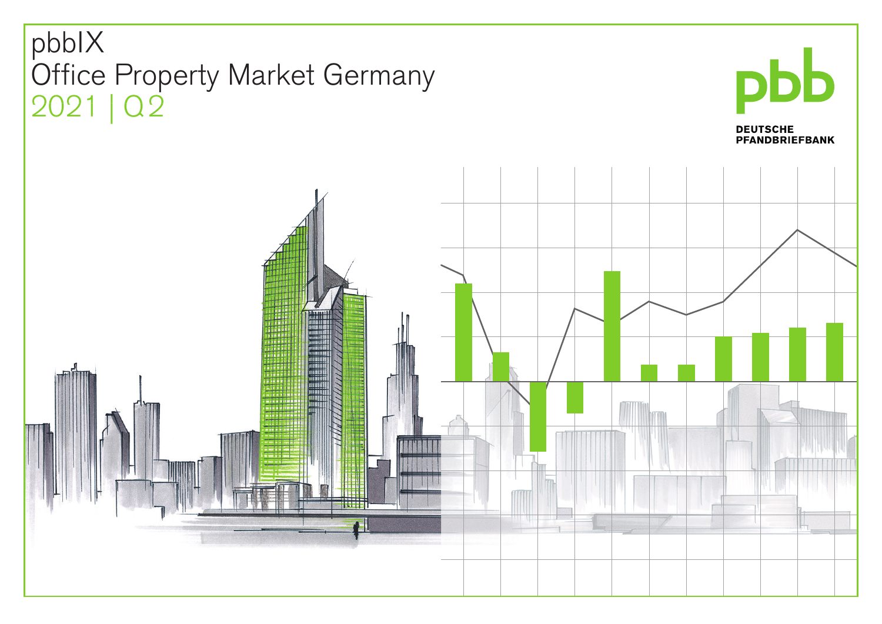# pbbIX
# Office Property Market Germany
## 2021 | Q2

pbb

DEUTSCHE PFANDBRIEFBANK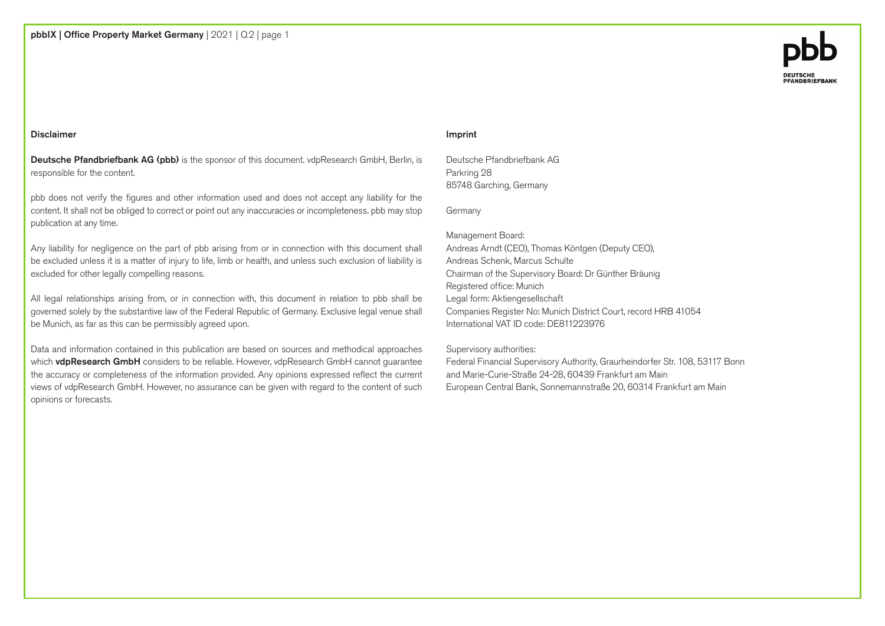## Disclaimer

**Deutsche Pfandbriefbank AG (pbb)** is the sponsor of this document. vdpResearch GmbH, Berlin, is responsible for the content.

pbb does not verify the figures and other information used and does not accept any liability for the content. It shall not be obliged to correct or point out any inaccuracies or incompleteness. pbb may stop publication at any time.

Any liability for negligence on the part of pbb arising from or in connection with this document shall be excluded unless it is a matter of injury to life, limb or health, and unless such exclusion of liability is excluded for other legally compelling reasons.

All legal relationships arising from, or in connection with, this document in relation to pbb shall be governed solely by the substantive law of the Federal Republic of Germany. Exclusive legal venue shall be Munich, as far as this can be permissibly agreed upon.

Data and information contained in this publication are based on sources and methodical approaches which **vdpResearch GmbH** considers to be reliable. However, vdpResearch GmbH cannot guarantee the accuracy or completeness of the information provided. Any opinions expressed reflect the current views of vdpResearch GmbH. However, no assurance can be given with regard to the content of such opinions or forecasts.

## Imprint

Deutsche Pfandbriefbank AG
Parkring 28
85748 Garching, Germany

Germany

Management Board:
Andreas Arndt (CEO), Thomas Köntgen (Deputy CEO),
Andreas Schenk, Marcus Schulte
Chairman of the Supervisory Board: Dr Günther Bräunig
Registered office: Munich
Legal form: Aktiengesellschaft
Companies Register No: Munich District Court, record HRB 41054
International VAT ID code: DE811223976

Supervisory authorities:
Federal Financial Supervisory Authority, Graurheindorfer Str. 108, 53117 Bonn
and Marie-Curie-Straße 24-28, 60439 Frankfurt am Main
European Central Bank, Sonnemannstraße 20, 60314 Frankfurt am Main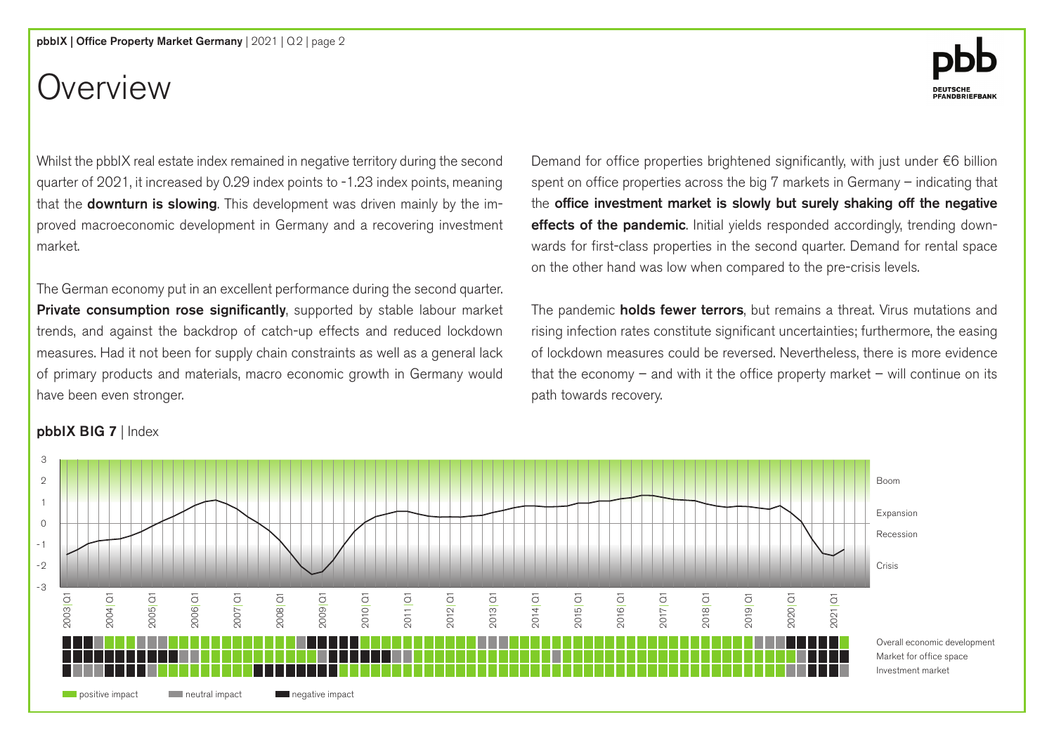# Overview

Whilst the pbbIX real estate index remained in negative territory during the second quarter of 2021, it increased by 0.29 index points to -1.23 index points, meaning that the **downturn is slowing**. This development was driven mainly by the improved macroeconomic development in Germany and a recovering investment market.

The German economy put in an excellent performance during the second quarter. **Private consumption rose significantly**, supported by stable labour market trends, and against the backdrop of catch-up effects and reduced lockdown measures. Had it not been for supply chain constraints as well as a general lack of primary products and materials, macro economic growth in Germany would have been even stronger.

Demand for office properties brightened significantly, with just under €6 billion spent on office properties across the big 7 markets in Germany – indicating that the **office investment market is slowly but surely shaking off the negative effects of the pandemic**. Initial yields responded accordingly, trending downwards for first-class properties in the second quarter. Demand for rental space on the other hand was low when compared to the pre-crisis levels.

The pandemic **holds fewer terrors**, but remains a threat. Virus mutations and rising infection rates constitute significant uncertainties; furthermore, the easing of lockdown measures could be reversed. Nevertheless, there is more evidence that the economy – and with it the office property market – will continue on its path towards recovery.

**pbbIX BIG 7** | Index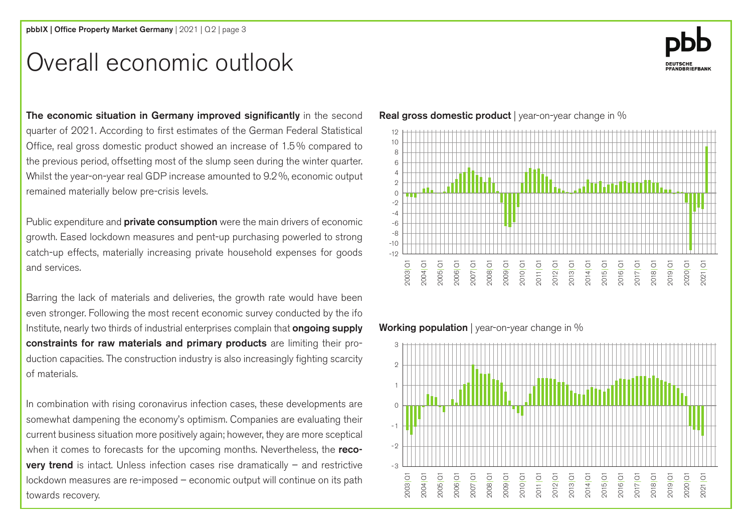# Overall economic outlook

**The economic situation in Germany improved significantly** in the second quarter of 2021. According to first estimates of the German Federal Statistical Office, real gross domestic product showed an increase of 1.5% compared to the previous period, offsetting most of the slump seen during the winter quarter. Whilst the year-on-year real GDP increase amounted to 9.2%, economic output remained materially below pre-crisis levels.

Public expenditure and **private consumption** were the main drivers of economic growth. Eased lockdown measures and pent-up purchasing powerled to strong catch-up effects, materially increasing private household expenses for goods and services.

Barring the lack of materials and deliveries, the growth rate would have been even stronger. Following the most recent economic survey conducted by the ifo Institute, nearly two thirds of industrial enterprises complain that **ongoing supply constraints for raw materials and primary products** are limiting their production capacities. The construction industry is also increasingly fighting scarcity of materials.

In combination with rising coronavirus infection cases, these developments are somewhat dampening the economy's optimism. Companies are evaluating their current business situation more positively again; however, they are more sceptical when it comes to forecasts for the upcoming months. Nevertheless, the **recovery trend** is intact. Unless infection cases rise dramatically – and restrictive lockdown measures are re-imposed – economic output will continue on its path towards recovery.

**Real gross domestic product** | year-on-year change in %

**Working population** | year-on-year change in %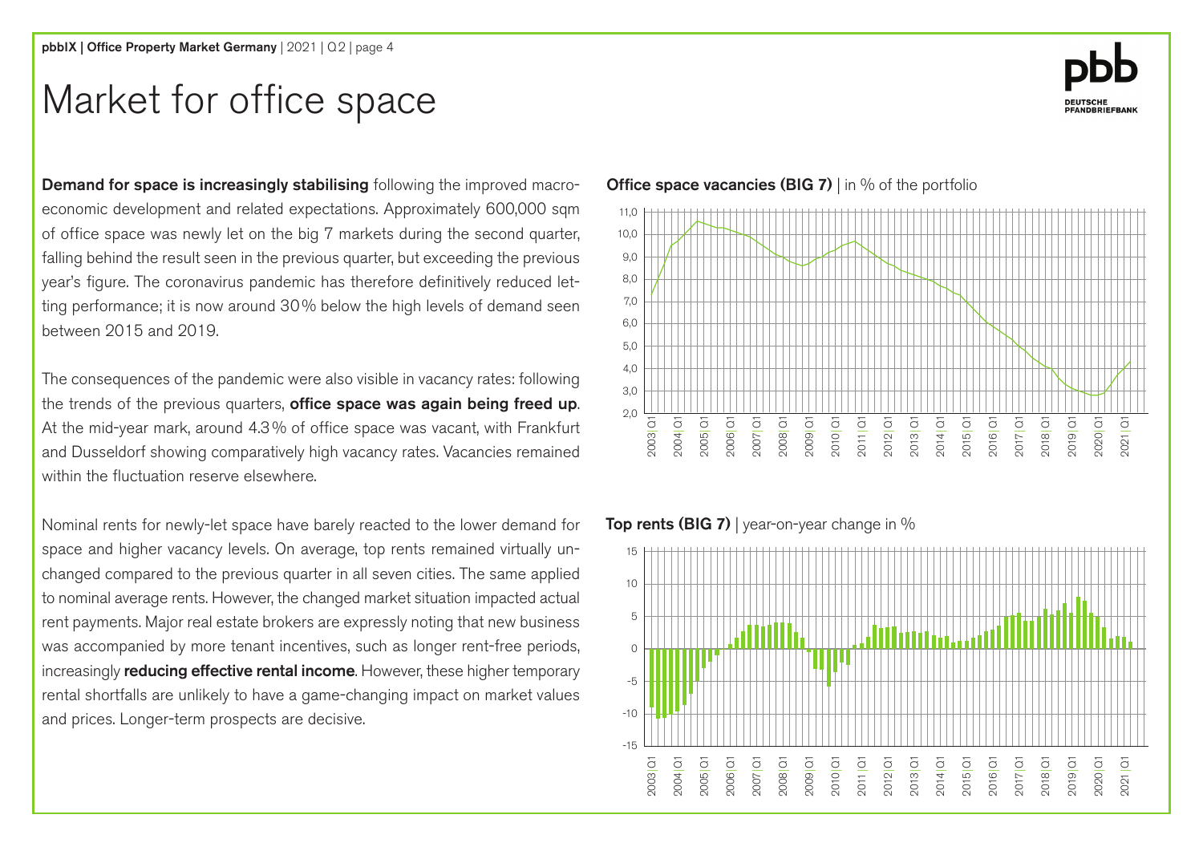# Market for office space

**Demand for space is increasingly stabilising** following the improved macroeconomic development and related expectations. Approximately 600,000 sqm of office space was newly let on the big 7 markets during the second quarter, falling behind the result seen in the previous quarter, but exceeding the previous year's figure. The coronavirus pandemic has therefore definitively reduced letting performance; it is now around 30% below the high levels of demand seen between 2015 and 2019.

The consequences of the pandemic were also visible in vacancy rates: following the trends of the previous quarters, **office space was again being freed up**. At the mid-year mark, around 4.3% of office space was vacant, with Frankfurt and Dusseldorf showing comparatively high vacancy rates. Vacancies remained within the fluctuation reserve elsewhere.

Nominal rents for newly-let space have barely reacted to the lower demand for space and higher vacancy levels. On average, top rents remained virtually unchanged compared to the previous quarter in all seven cities. The same applied to nominal average rents. However, the changed market situation impacted actual rent payments. Major real estate brokers are expressly noting that new business was accompanied by more tenant incentives, such as longer rent-free periods, increasingly **reducing effective rental income**. However, these higher temporary rental shortfalls are unlikely to have a game-changing impact on market values and prices. Longer-term prospects are decisive.

**Office space vacancies (BIG 7)** | in % of the portfolio

**Top rents (BIG 7)** | year-on-year change in %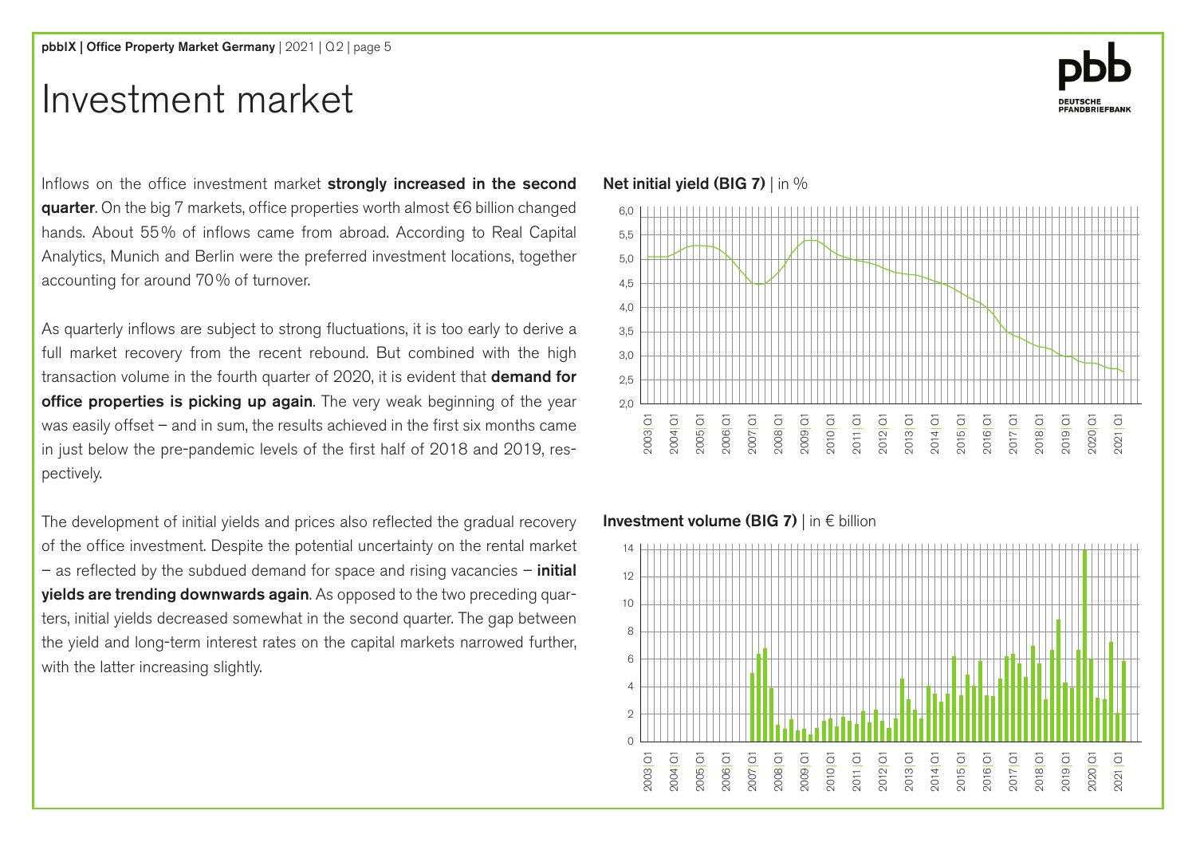# Investment market

Inflows on the office investment market **strongly increased in the second quarter**. On the big 7 markets, office properties worth almost €6 billion changed hands. About 55% of inflows came from abroad. According to Real Capital Analytics, Munich and Berlin were the preferred investment locations, together accounting for around 70% of turnover.

As quarterly inflows are subject to strong fluctuations, it is too early to derive a full market recovery from the recent rebound. But combined with the high transaction volume in the fourth quarter of 2020, it is evident that **demand for office properties is picking up again**. The very weak beginning of the year was easily offset – and in sum, the results achieved in the first six months came in just below the pre-pandemic levels of the first half of 2018 and 2019, respectively.

The development of initial yields and prices also reflected the gradual recovery of the office investment. Despite the potential uncertainty on the rental market – as reflected by the subdued demand for space and rising vacancies – **initial yields are trending downwards again**. As opposed to the two preceding quarters, initial yields decreased somewhat in the second quarter. The gap between the yield and long-term interest rates on the capital markets narrowed further, with the latter increasing slightly.

**Net initial yield (BIG 7)** | in %

**Investment volume (BIG 7)** | in € billion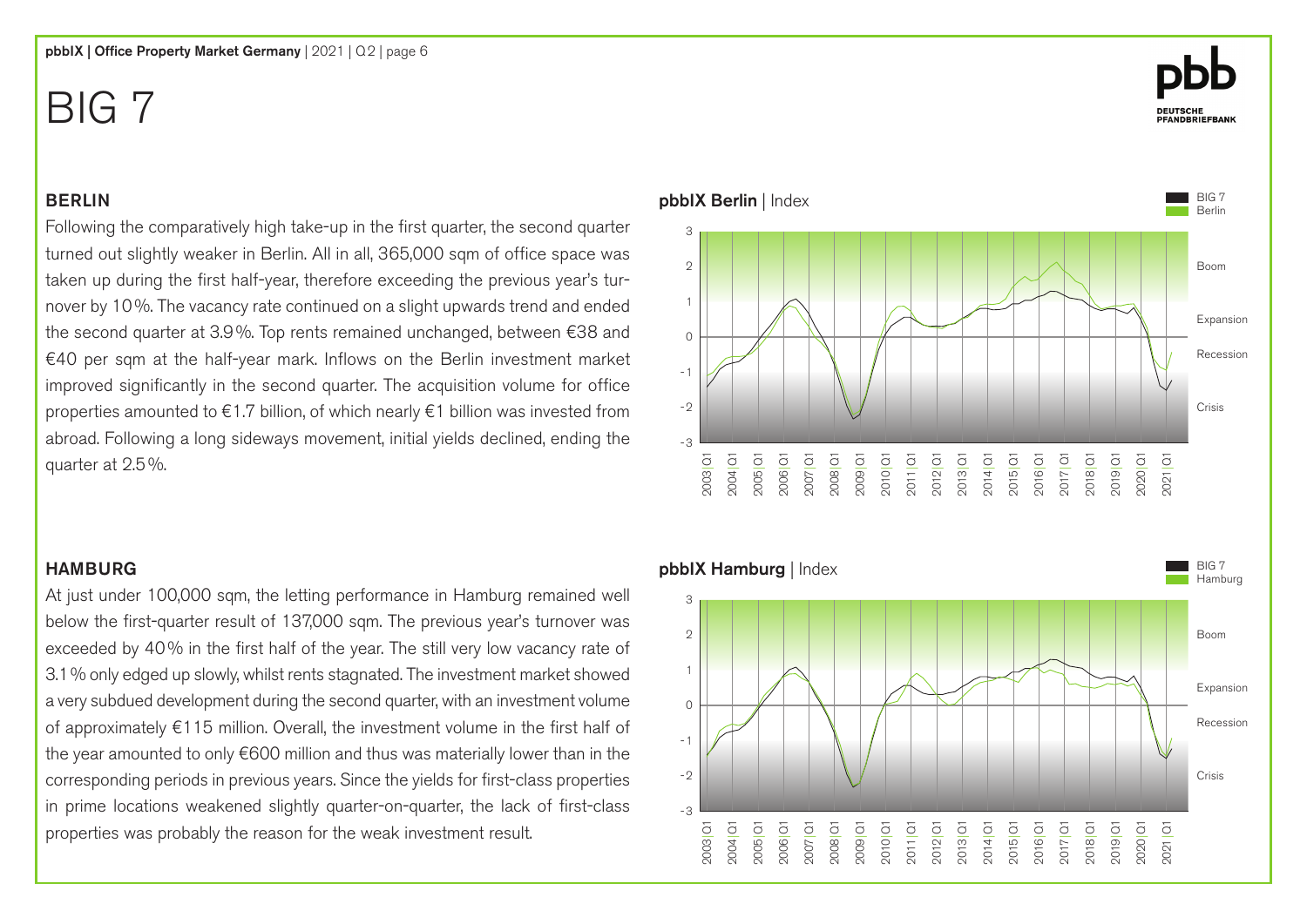# BIG 7

## BERLIN

Following the comparatively high take-up in the first quarter, the second quarter turned out slightly weaker in Berlin. All in all, 365,000 sqm of office space was taken up during the first half-year, therefore exceeding the previous year's turnover by 10 %. The vacancy rate continued on a slight upwards trend and ended the second quarter at 3.9 %. Top rents remained unchanged, between €38 and €40 per sqm at the half-year mark. Inflows on the Berlin investment market improved significantly in the second quarter. The acquisition volume for office properties amounted to €1.7 billion, of which nearly €1 billion was invested from abroad. Following a long sideways movement, initial yields declined, ending the quarter at 2.5 %.

**pbbIX Berlin** | Index

## HAMBURG

At just under 100,000 sqm, the letting performance in Hamburg remained well below the first-quarter result of 137,000 sqm. The previous year's turnover was exceeded by 40 % in the first half of the year. The still very low vacancy rate of 3.1 % only edged up slowly, whilst rents stagnated. The investment market showed a very subdued development during the second quarter, with an investment volume of approximately €115 million. Overall, the investment volume in the first half of the year amounted to only €600 million and thus was materially lower than in the corresponding periods in previous years. Since the yields for first-class properties in prime locations weakened slightly quarter-on-quarter, the lack of first-class properties was probably the reason for the weak investment result.

**pbbIX Hamburg** | Index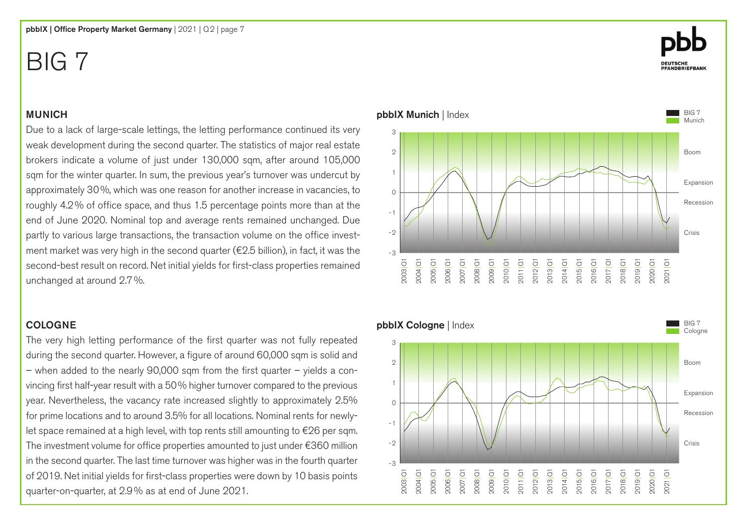# BIG 7

## MUNICH

Due to a lack of large-scale lettings, the letting performance continued its very weak development during the second quarter. The statistics of major real estate brokers indicate a volume of just under 130,000 sqm, after around 105,000 sqm for the winter quarter. In sum, the previous year's turnover was undercut by approximately 30 %, which was one reason for another increase in vacancies, to roughly 4.2 % of office space, and thus 1.5 percentage points more than at the end of June 2020. Nominal top and average rents remained unchanged. Due partly to various large transactions, the transaction volume on the office investment market was very high in the second quarter (€2.5 billion), in fact, it was the second-best result on record. Net initial yields for first-class properties remained unchanged at around 2.7 %.

**pbbIX Munich** | Index

## COLOGNE

The very high letting performance of the first quarter was not fully repeated during the second quarter. However, a figure of around 60,000 sqm is solid and – when added to the nearly 90,000 sqm from the first quarter – yields a convincing first half-year result with a 50 % higher turnover compared to the previous year. Nevertheless, the vacancy rate increased slightly to approximately 2.5% for prime locations and to around 3.5% for all locations. Nominal rents for newly-let space remained at a high level, with top rents still amounting to €26 per sqm. The investment volume for office properties amounted to just under €360 million in the second quarter. The last time turnover was higher was in the fourth quarter of 2019. Net initial yields for first-class properties were down by 10 basis points quarter-on-quarter, at 2.9 % as at end of June 2021.

**pbbIX Cologne** | Index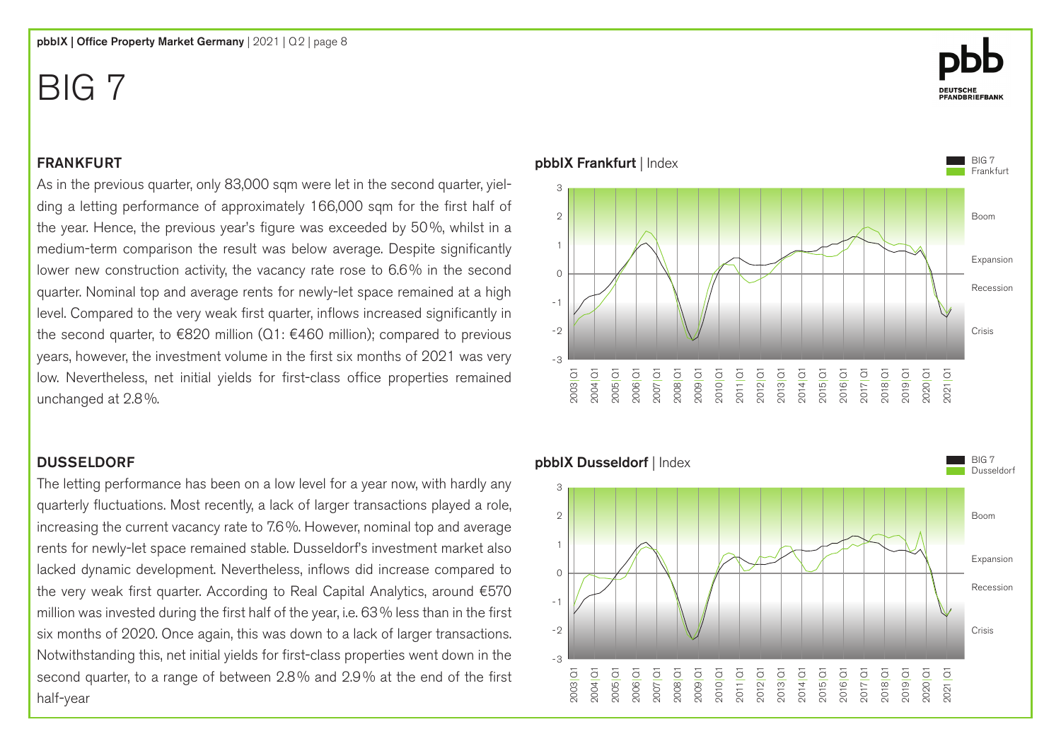# BIG 7

## FRANKFURT

As in the previous quarter, only 83,000 sqm were let in the second quarter, yielding a letting performance of approximately 166,000 sqm for the first half of the year. Hence, the previous year's figure was exceeded by 50%, whilst in a medium-term comparison the result was below average. Despite significantly lower new construction activity, the vacancy rate rose to 6.6% in the second quarter. Nominal top and average rents for newly-let space remained at a high level. Compared to the very weak first quarter, inflows increased significantly in the second quarter, to €820 million (Q1: €460 million); compared to previous years, however, the investment volume in the first six months of 2021 was very low. Nevertheless, net initial yields for first-class office properties remained unchanged at 2.8%.

**pbbIX Frankfurt** | Index

## DUSSELDORF

The letting performance has been on a low level for a year now, with hardly any quarterly fluctuations. Most recently, a lack of larger transactions played a role, increasing the current vacancy rate to 7.6%. However, nominal top and average rents for newly-let space remained stable. Dusseldorf's investment market also lacked dynamic development. Nevertheless, inflows did increase compared to the very weak first quarter. According to Real Capital Analytics, around €570 million was invested during the first half of the year, i.e. 63% less than in the first six months of 2020. Once again, this was down to a lack of larger transactions. Notwithstanding this, net initial yields for first-class properties went down in the second quarter, to a range of between 2.8% and 2.9% at the end of the first half-year

**pbbIX Dusseldorf** | Index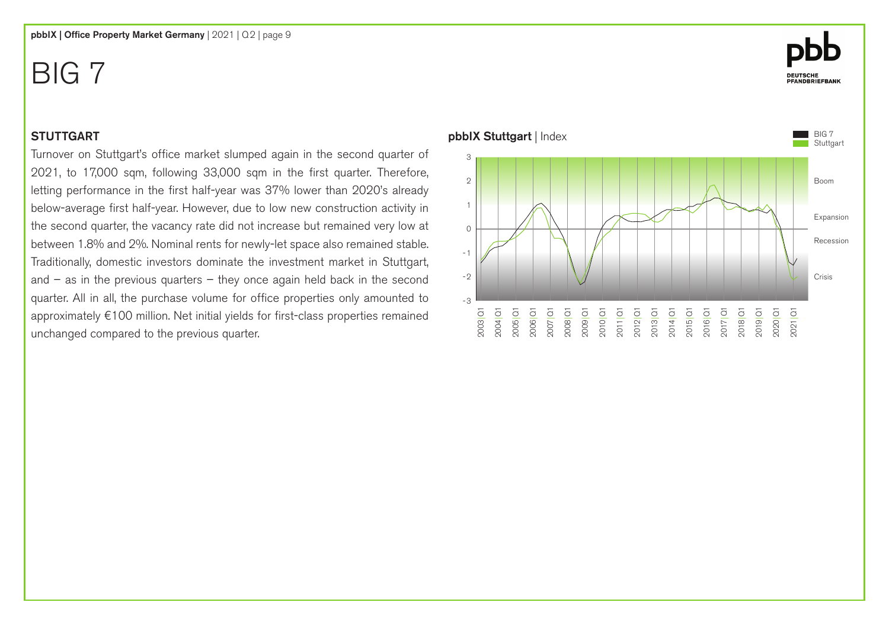# BIG 7

## STUTTGART

Turnover on Stuttgart's office market slumped again in the second quarter of 2021, to 17,000 sqm, following 33,000 sqm in the first quarter. Therefore, letting performance in the first half-year was 37% lower than 2020's already below-average first half-year. However, due to low new construction activity in the second quarter, the vacancy rate did not increase but remained very low at between 1.8% and 2%. Nominal rents for newly-let space also remained stable. Traditionally, domestic investors dominate the investment market in Stuttgart, and – as in the previous quarters – they once again held back in the second quarter. All in all, the purchase volume for office properties only amounted to approximately €100 million. Net initial yields for first-class properties remained unchanged compared to the previous quarter.

**pbbIX Stuttgart** | Index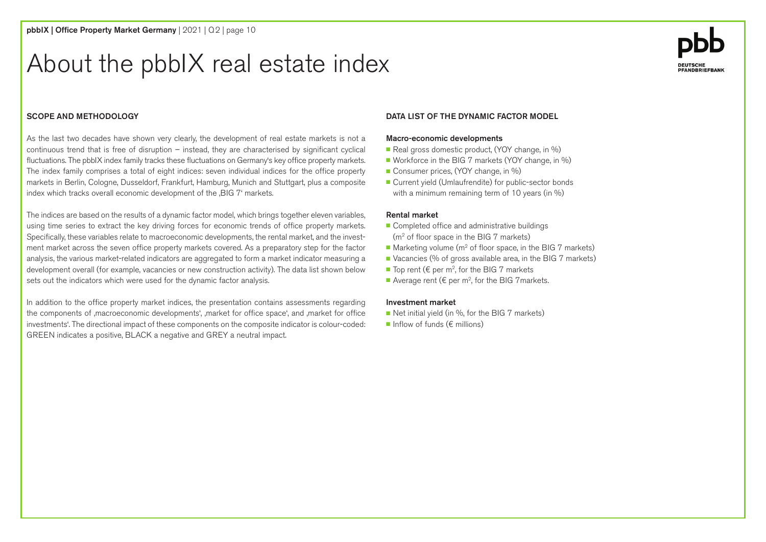# About the pbbIX real estate index

## SCOPE AND METHODOLOGY

As the last two decades have shown very clearly, the development of real estate markets is not a continuous trend that is free of disruption – instead, they are characterised by significant cyclical fluctuations. The pbbIX index family tracks these fluctuations on Germany's key office property markets. The index family comprises a total of eight indices: seven individual indices for the office property markets in Berlin, Cologne, Dusseldorf, Frankfurt, Hamburg, Munich and Stuttgart, plus a composite index which tracks overall economic development of the ‚BIG 7' markets.

The indices are based on the results of a dynamic factor model, which brings together eleven variables, using time series to extract the key driving forces for economic trends of office property markets. Specifically, these variables relate to macroeconomic developments, the rental market, and the investment market across the seven office property markets covered. As a preparatory step for the factor analysis, the various market-related indicators are aggregated to form a market indicator measuring a development overall (for example, vacancies or new construction activity). The data list shown below sets out the indicators which were used for the dynamic factor analysis.

In addition to the office property market indices, the presentation contains assessments regarding the components of ‚macroeconomic developments', ‚market for office space', and ‚market for office investments'. The directional impact of these components on the composite indicator is colour-coded: GREEN indicates a positive, BLACK a negative and GREY a neutral impact.

## DATA LIST OF THE DYNAMIC FACTOR MODEL

### Macro-economic developments

- Real gross domestic product, (YOY change, in %)
- Workforce in the BIG 7 markets (YOY change, in %)
- Consumer prices, (YOY change, in %)
- Current yield (Umlaufrendite) for public-sector bonds with a minimum remaining term of 10 years (in %)

### Rental market

- Completed office and administrative buildings ($m^2$ of floor space in the BIG 7 markets)
- Marketing volume ($m^2$ of floor space, in the BIG 7 markets)
- Vacancies (% of gross available area, in the BIG 7 markets)
- Top rent (€ per $m^2$, for the BIG 7 markets
- Average rent (€ per $m^2$, for the BIG 7markets.

### Investment market

- Net initial yield (in %, for the BIG 7 markets)
- Inflow of funds (€ millions)